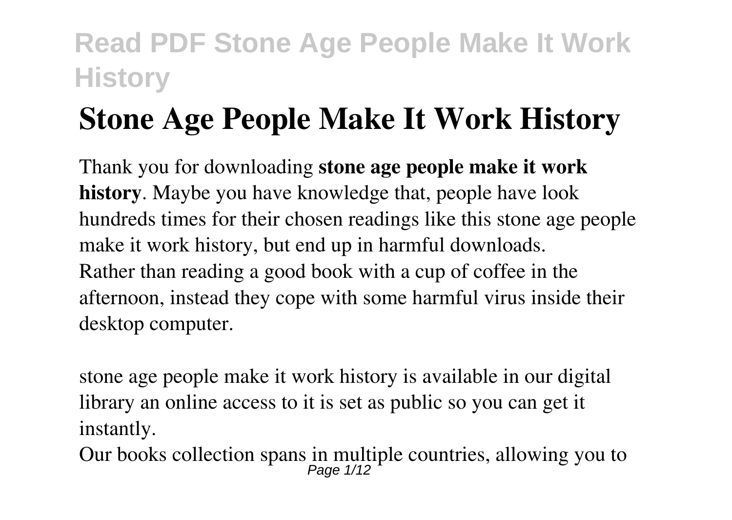# Stone Age People Make It Work History

Thank you for downloading **stone age people make it work history**. Maybe you have knowledge that, people have look hundreds times for their chosen readings like this stone age people make it work history, but end up in harmful downloads.
Rather than reading a good book with a cup of coffee in the afternoon, instead they cope with some harmful virus inside their desktop computer.

stone age people make it work history is available in our digital library an online access to it is set as public so you can get it instantly.
Our books collection spans in multiple countries, allowing you to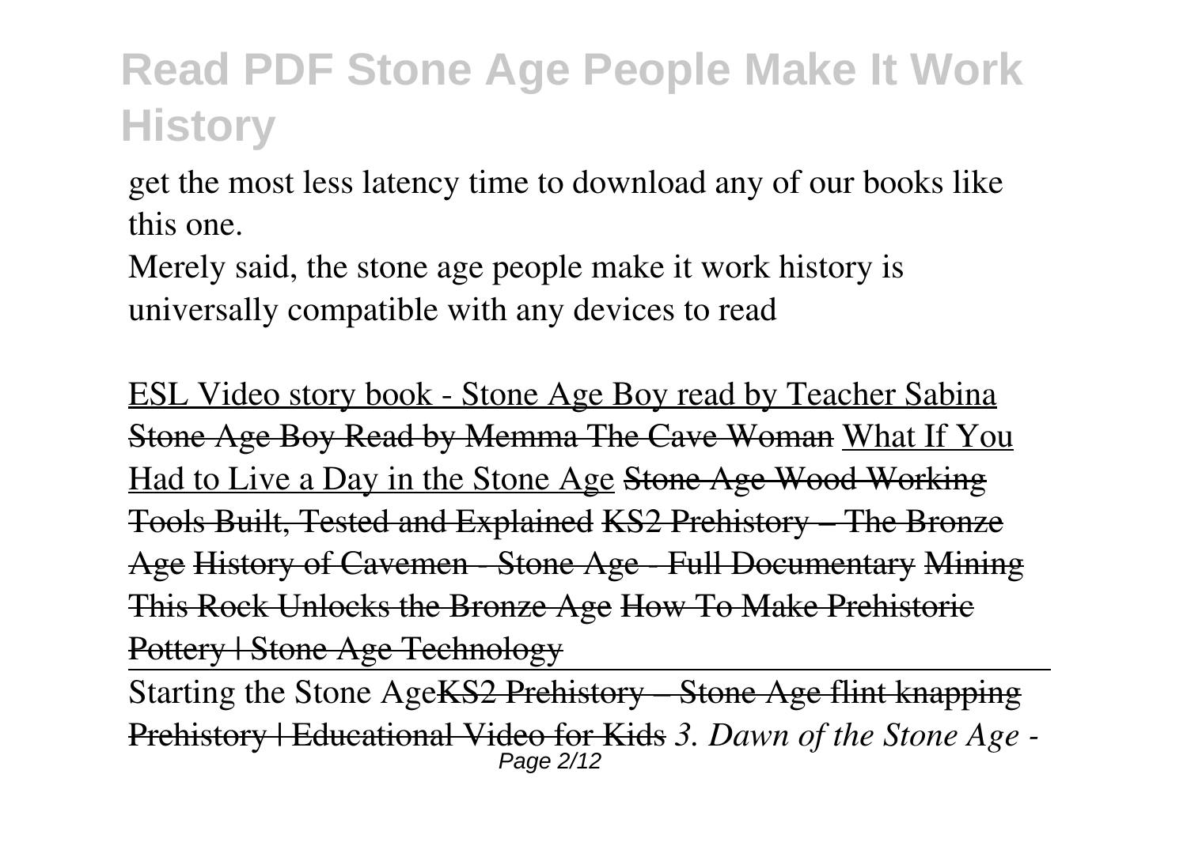get the most less latency time to download any of our books like this one.

Merely said, the stone age people make it work history is universally compatible with any devices to read

ESL Video story book - Stone Age Boy read by Teacher Sabina ~~Stone Age Boy Read by Memma The Cave Woman~~ What If You Had to Live a Day in the Stone Age ~~Stone Age Wood Working Tools Built, Tested and Explained~~ ~~KS2 Prehistory – The Bronze Age~~ ~~History of Cavemen - Stone Age - Full Documentary~~ ~~Mining This Rock Unlocks the Bronze Age~~ ~~How To Make Prehistoric Pottery | Stone Age Technology~~

Starting the Stone Age~~KS2 Prehistory – Stone Age flint knapping~~ ~~Prehistory | Educational Video for Kids~~ *3. Dawn of the Stone Age -*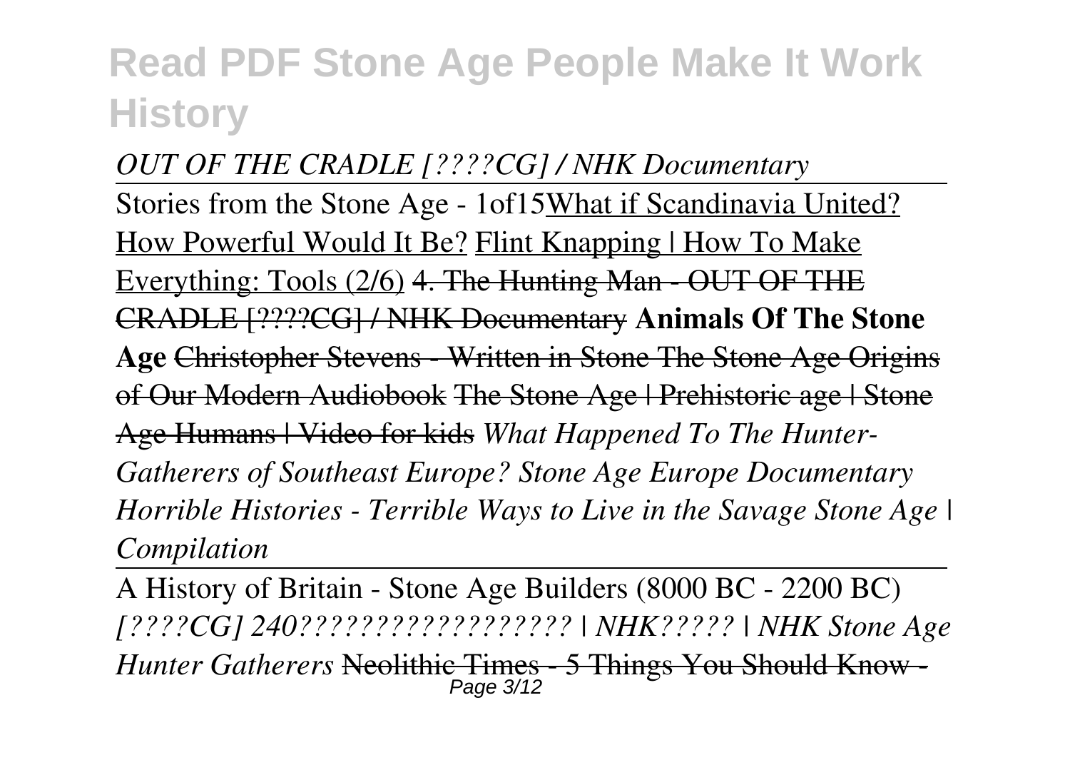*OUT OF THE CRADLE [????CG] / NHK Documentary*

Stories from the Stone Age - 1of15What if Scandinavia United? How Powerful Would It Be? Flint Knapping | How To Make Everything: Tools (2/6) ~~4. The Hunting Man - OUT OF THE CRADLE [????CG] / NHK Documentary~~ **Animals Of The Stone Age** ~~Christopher Stevens - Written in Stone The Stone Age Origins of Our Modern Audiobook~~ ~~The Stone Age | Prehistoric age | Stone Age Humans | Video for kids~~ *What Happened To The Hunter-Gatherers of Southeast Europe? Stone Age Europe Documentary Horrible Histories - Terrible Ways to Live in the Savage Stone Age | Compilation*

A History of Britain - Stone Age Builders (8000 BC - 2200 BC) *[????CG] 240?????????????????? | NHK????? | NHK Stone Age Hunter Gatherers* ~~Neolithic Times - 5 Things You Should Know -~~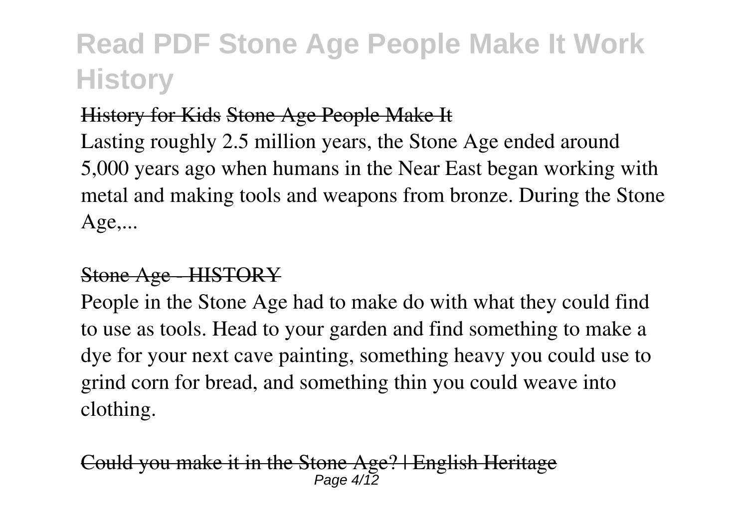History for Kids Stone Age People Make It

Lasting roughly 2.5 million years, the Stone Age ended around 5,000 years ago when humans in the Near East began working with metal and making tools and weapons from bronze. During the Stone Age,...

Stone Age - HISTORY

People in the Stone Age had to make do with what they could find to use as tools. Head to your garden and find something to make a dye for your next cave painting, something heavy you could use to grind corn for bread, and something thin you could weave into clothing.

Could you make it in the Stone Age? | English Heritage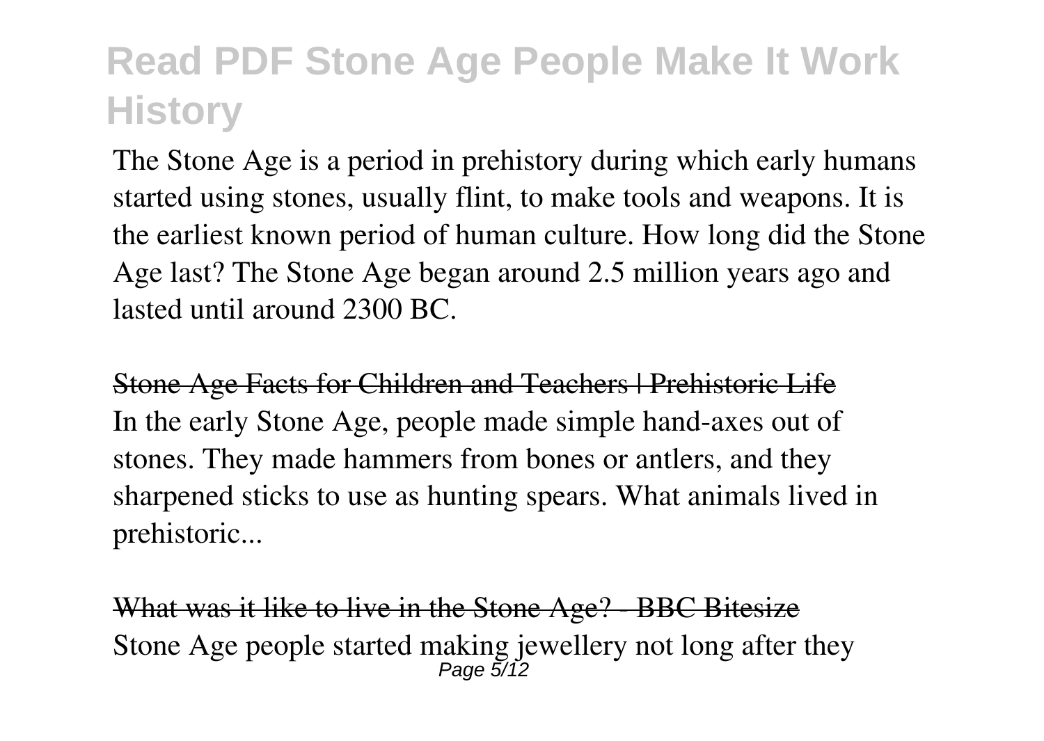The Stone Age is a period in prehistory during which early humans started using stones, usually flint, to make tools and weapons. It is the earliest known period of human culture. How long did the Stone Age last? The Stone Age began around 2.5 million years ago and lasted until around 2300 BC.

Stone Age Facts for Children and Teachers | Prehistoric Life

In the early Stone Age, people made simple hand-axes out of stones. They made hammers from bones or antlers, and they sharpened sticks to use as hunting spears. What animals lived in prehistoric...

What was it like to live in the Stone Age? - BBC Bitesize

Stone Age people started making jewellery not long after they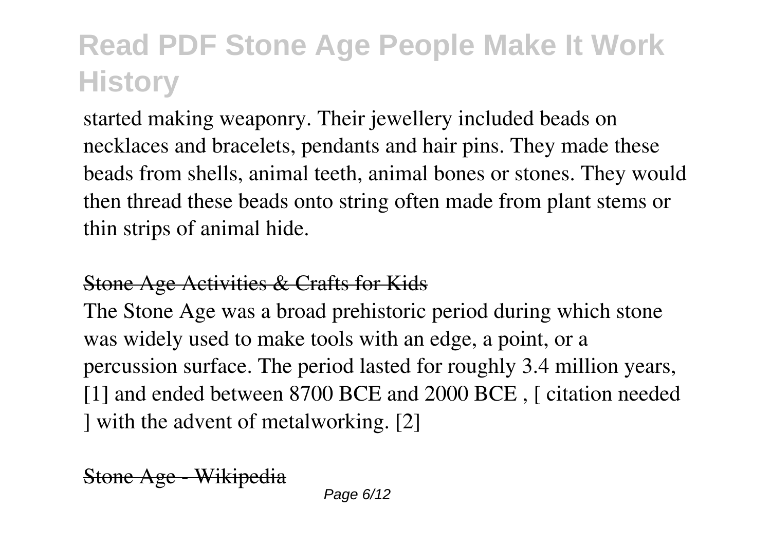started making weaponry. Their jewellery included beads on necklaces and bracelets, pendants and hair pins. They made these beads from shells, animal teeth, animal bones or stones. They would then thread these beads onto string often made from plant stems or thin strips of animal hide.

## Stone Age Activities & Crafts for Kids

The Stone Age was a broad prehistoric period during which stone was widely used to make tools with an edge, a point, or a percussion surface. The period lasted for roughly 3.4 million years, [1] and ended between 8700 BCE and 2000 BCE , [ citation needed ] with the advent of metalworking. [2]

## Stone Age - Wikipedia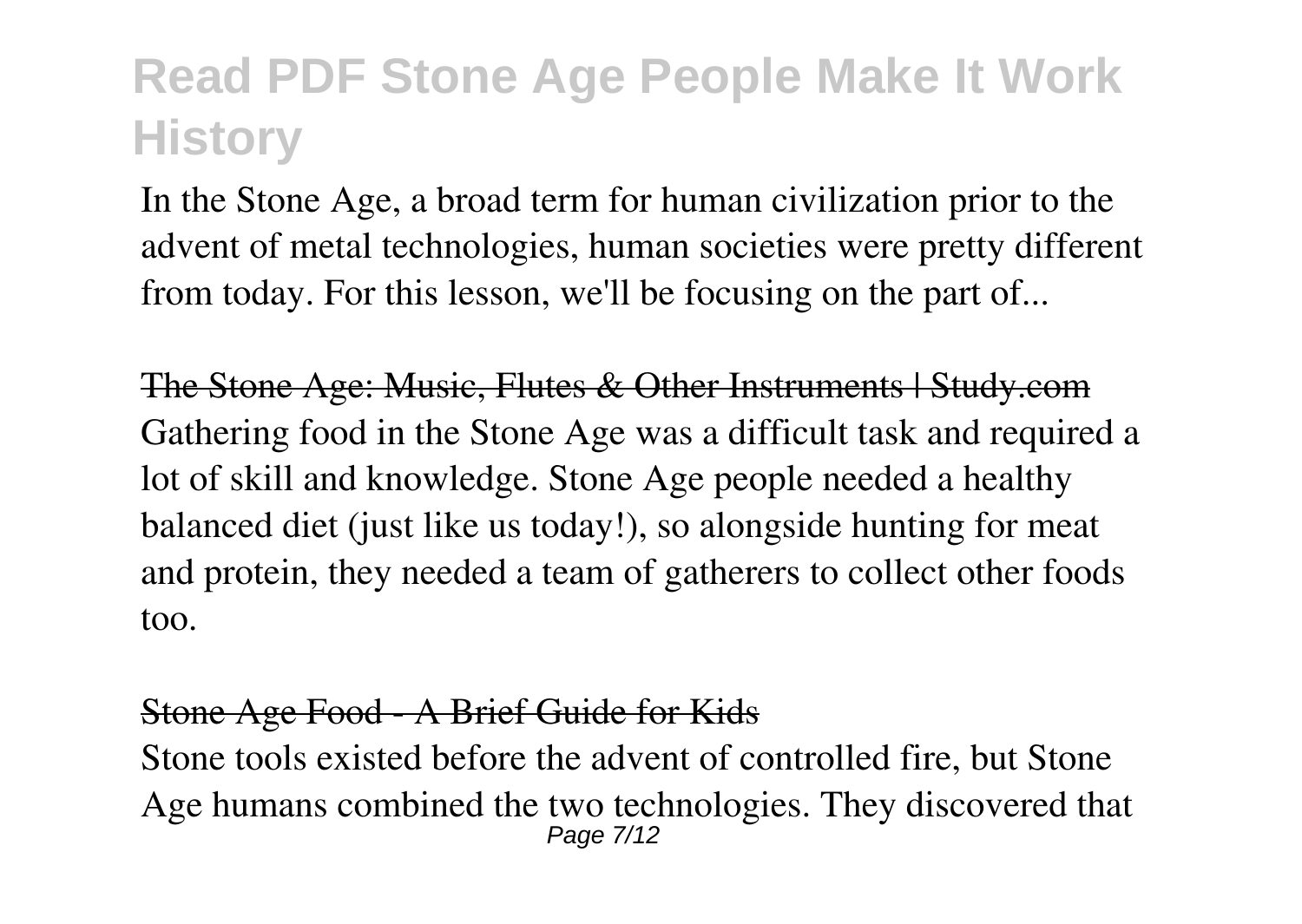In the Stone Age, a broad term for human civilization prior to the advent of metal technologies, human societies were pretty different from today. For this lesson, we'll be focusing on the part of...

~~The Stone Age: Music, Flutes & Other Instruments | Study.com~~
Gathering food in the Stone Age was a difficult task and required a lot of skill and knowledge. Stone Age people needed a healthy balanced diet (just like us today!), so alongside hunting for meat and protein, they needed a team of gatherers to collect other foods too.

~~Stone Age Food - A Brief Guide for Kids~~
Stone tools existed before the advent of controlled fire, but Stone Age humans combined the two technologies. They discovered that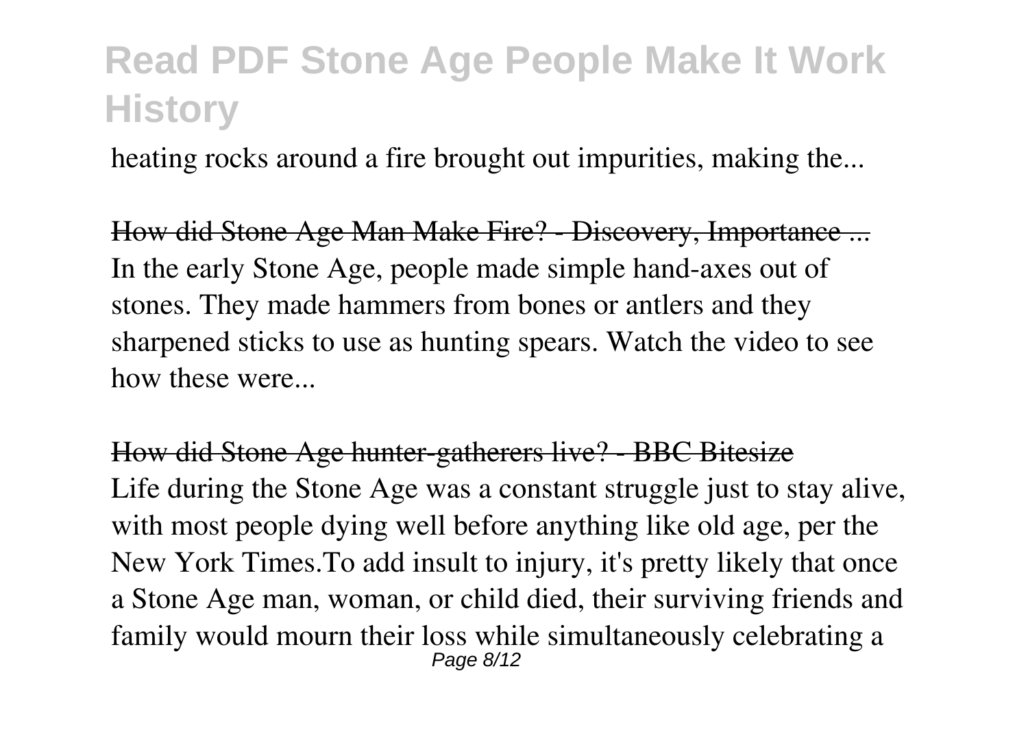heating rocks around a fire brought out impurities, making the...

How did Stone Age Man Make Fire? - Discovery, Importance ...

In the early Stone Age, people made simple hand-axes out of stones. They made hammers from bones or antlers and they sharpened sticks to use as hunting spears. Watch the video to see how these were...

How did Stone Age hunter-gatherers live? - BBC Bitesize

Life during the Stone Age was a constant struggle just to stay alive, with most people dying well before anything like old age, per the New York Times.To add insult to injury, it's pretty likely that once a Stone Age man, woman, or child died, their surviving friends and family would mourn their loss while simultaneously celebrating a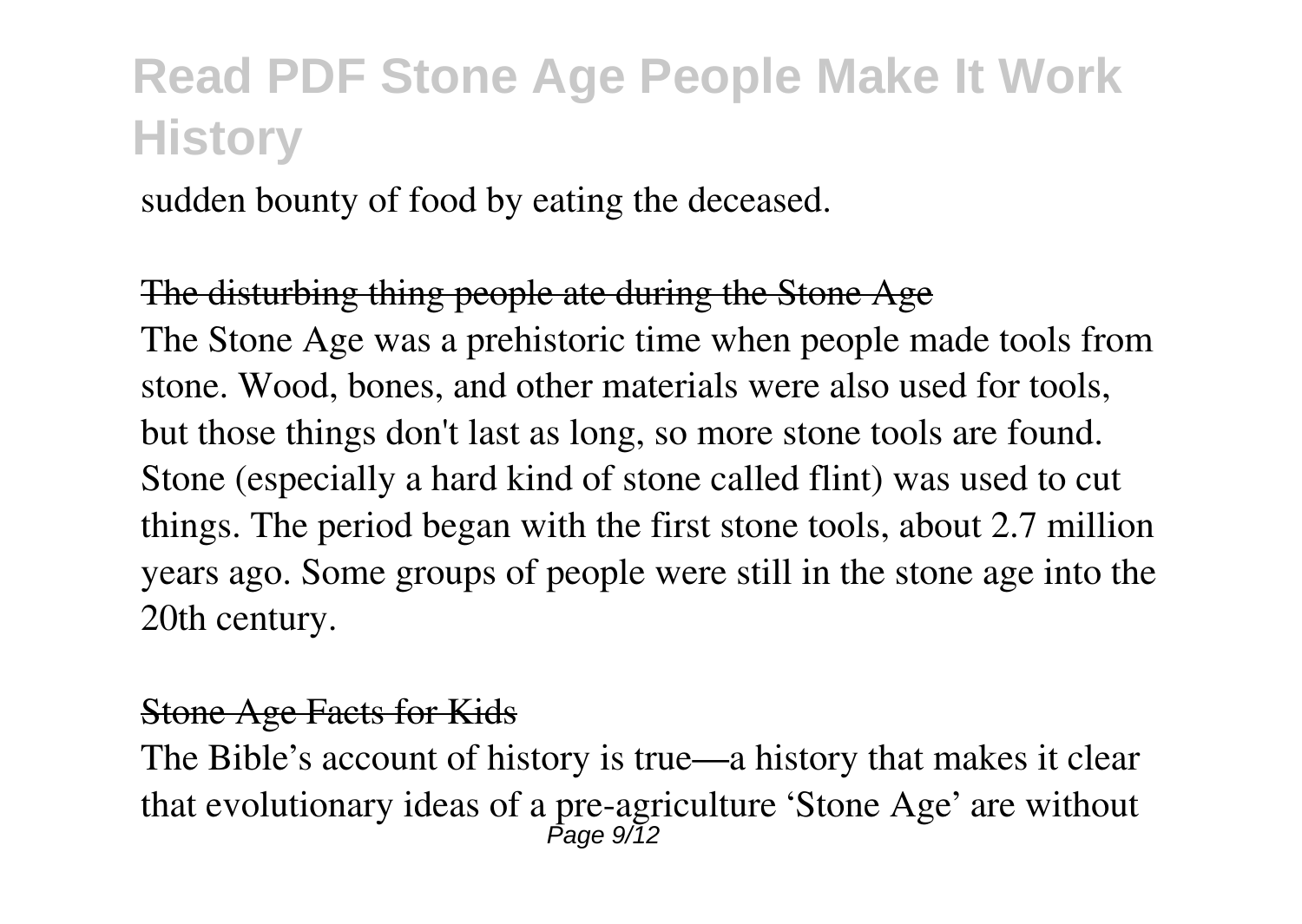sudden bounty of food by eating the deceased.

## The disturbing thing people ate during the Stone Age

The Stone Age was a prehistoric time when people made tools from stone. Wood, bones, and other materials were also used for tools, but those things don't last as long, so more stone tools are found. Stone (especially a hard kind of stone called flint) was used to cut things. The period began with the first stone tools, about 2.7 million years ago. Some groups of people were still in the stone age into the 20th century.

## Stone Age Facts for Kids

The Bible's account of history is true—a history that makes it clear that evolutionary ideas of a pre-agriculture 'Stone Age' are without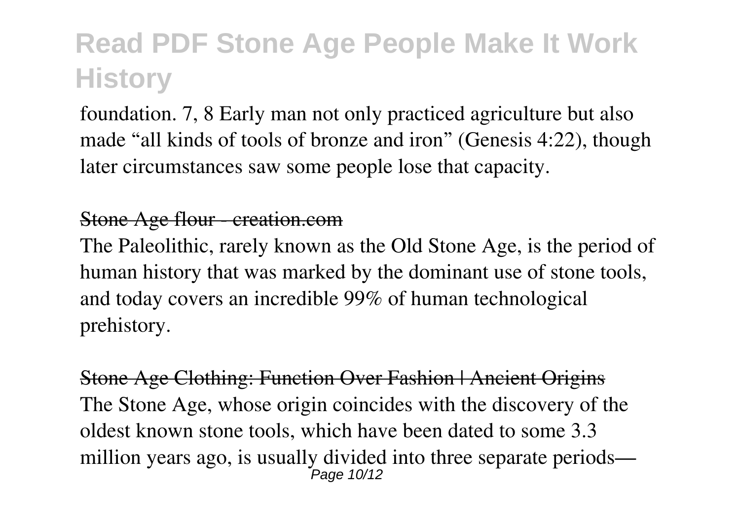foundation. 7, 8 Early man not only practiced agriculture but also made “all kinds of tools of bronze and iron” (Genesis 4:22), though later circumstances saw some people lose that capacity.

Stone Age flour - creation.com

The Paleolithic, rarely known as the Old Stone Age, is the period of human history that was marked by the dominant use of stone tools, and today covers an incredible 99% of human technological prehistory.

Stone Age Clothing: Function Over Fashion | Ancient Origins

The Stone Age, whose origin coincides with the discovery of the oldest known stone tools, which have been dated to some 3.3 million years ago, is usually divided into three separate periods—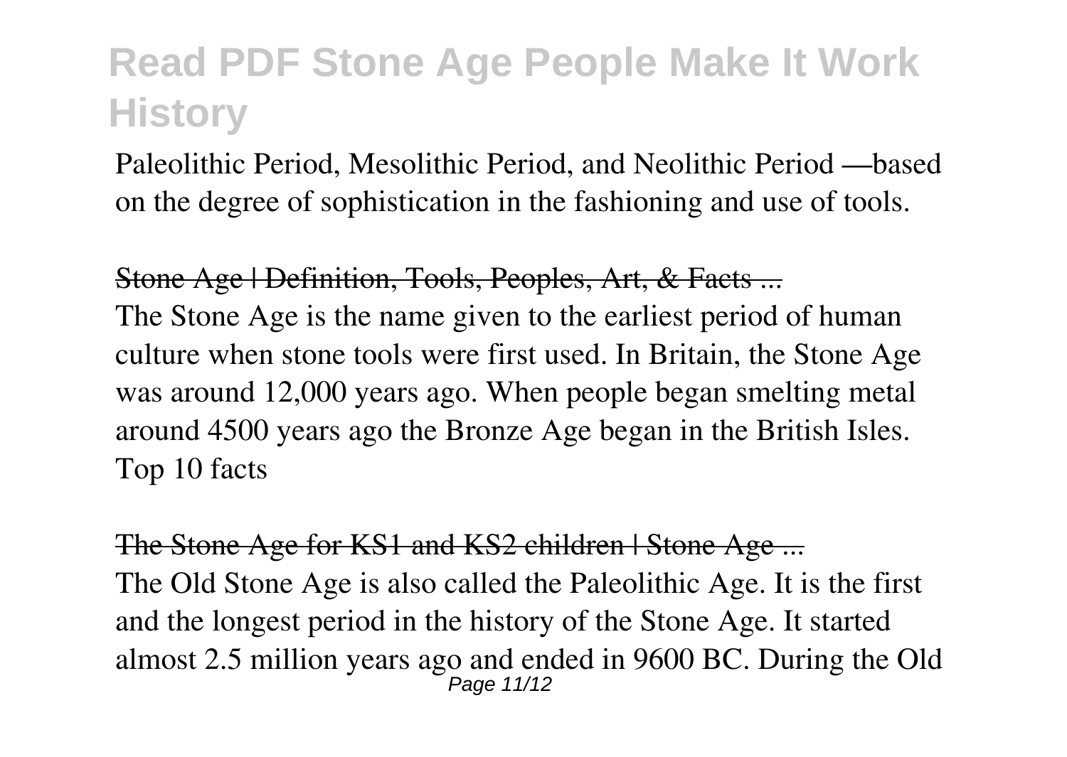Paleolithic Period, Mesolithic Period, and Neolithic Period —based on the degree of sophistication in the fashioning and use of tools.

~~Stone Age | Definition, Tools, Peoples, Art, & Facts ...~~

The Stone Age is the name given to the earliest period of human culture when stone tools were first used. In Britain, the Stone Age was around 12,000 years ago. When people began smelting metal around 4500 years ago the Bronze Age began in the British Isles. Top 10 facts

~~The Stone Age for KS1 and KS2 children | Stone Age ...~~

The Old Stone Age is also called the Paleolithic Age. It is the first and the longest period in the history of the Stone Age. It started almost 2.5 million years ago and ended in 9600 BC. During the Old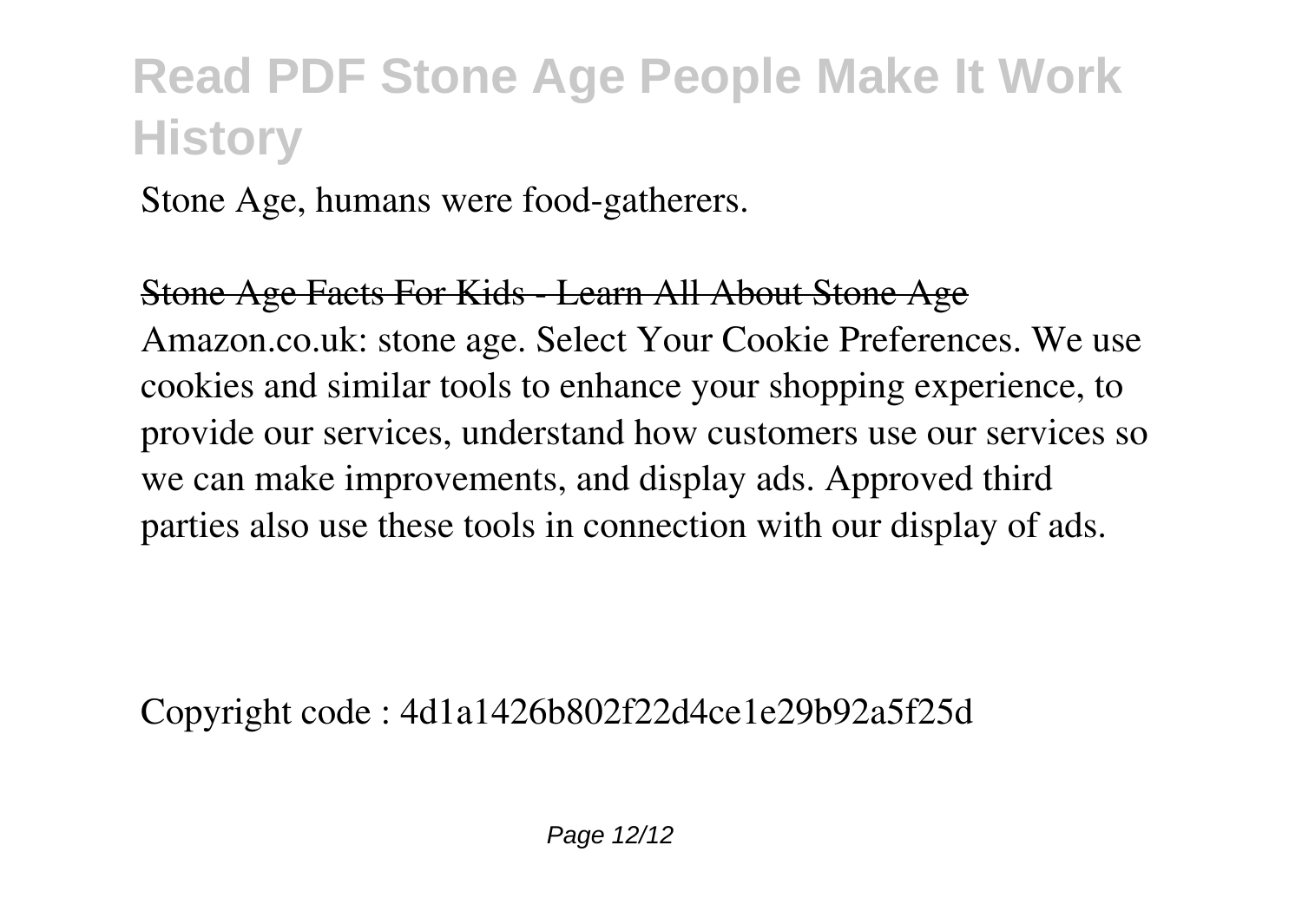Stone Age, humans were food-gatherers.

Stone Age Facts For Kids - Learn All About Stone Age

Amazon.co.uk: stone age. Select Your Cookie Preferences. We use cookies and similar tools to enhance your shopping experience, to provide our services, understand how customers use our services so we can make improvements, and display ads. Approved third parties also use these tools in connection with our display of ads.

Copyright code : 4d1a1426b802f22d4ce1e29b92a5f25d